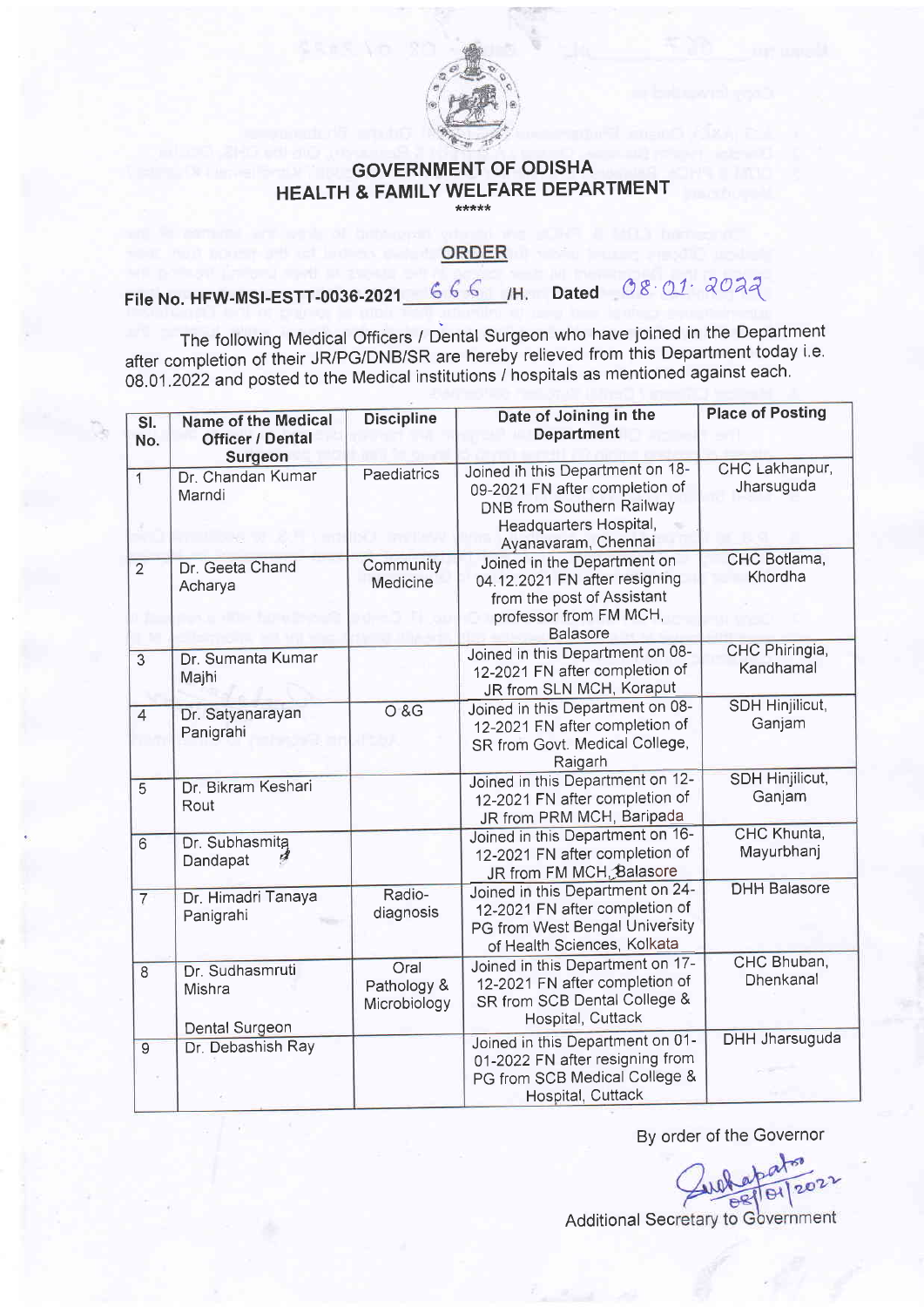# GOVERNMENT OF ODISHA
## HEALTH & FAMILY WELFARE DEPARTMENT

*****

## ORDER

**File No. HFW-MSI-ESTT-0036-2021 666 /H. Dated 08.01.2022**

The following Medical Officers / Dental Surgeon who have joined in the Department after completion of their JR/PG/DNB/SR are hereby relieved from this Department today i.e. 08.01.2022 and posted to the Medical institutions / hospitals as mentioned against each.

| Sl. No. | Name of the Medical Officer / Dental Surgeon | Discipline | Date of Joining in the Department | Place of Posting |
|---|---|---|---|---|
| 1 | Dr. Chandan Kumar Marndi | Paediatrics | Joined in this Department on 18-09-2021 FN after completion of DNB from Southern Railway Headquarters Hospital, Ayanavaram, Chennai | CHC Lakhanpur, Jharsuguda |
| 2 | Dr. Geeta Chand Acharya | Community Medicine | Joined in the Department on 04.12.2021 FN after resigning from the post of Assistant professor from FM MCH, Balasore | CHC Botlama, Khordha |
| 3 | Dr. Sumanta Kumar Majhi | | Joined in this Department on 08-12-2021 FN after completion of JR from SLN MCH, Koraput | CHC Phiringia, Kandhamal |
| 4 | Dr. Satyanarayan Panigrahi | O &G | Joined in this Department on 08-12-2021 FN after completion of SR from Govt. Medical College, Raigarh | SDH Hinjilicut, Ganjam |
| 5 | Dr. Bikram Keshari Rout | | Joined in this Department on 12-12-2021 FN after completion of JR from PRM MCH, Baripada | SDH Hinjilicut, Ganjam |
| 6 | Dr. Subhasmita Dandapat | | Joined in this Department on 16-12-2021 FN after completion of JR from FM MCH, Balasore | CHC Khunta, Mayurbhanj |
| 7 | Dr. Himadri Tanaya Panigrahi | Radio-diagnosis | Joined in this Department on 24-12-2021 FN after completion of PG from West Bengal University of Health Sciences, Kolkata | DHH Balasore |
| 8 | Dr. Sudhasmruti Mishra<br><br>Dental Surgeon | Oral Pathology & Microbiology | Joined in this Department on 17-12-2021 FN after completion of SR from SCB Dental College & Hospital, Cuttack | CHC Bhuban, Dhenkanal |
| 9 | Dr. Debashish Ray | | Joined in this Department on 01-01-2022 FN after resigning from PG from SCB Medical College & Hospital, Cuttack | DHH Jharsuguda |

By order of the Governor

Sd/- 08/01/2022

Additional Secretary to Government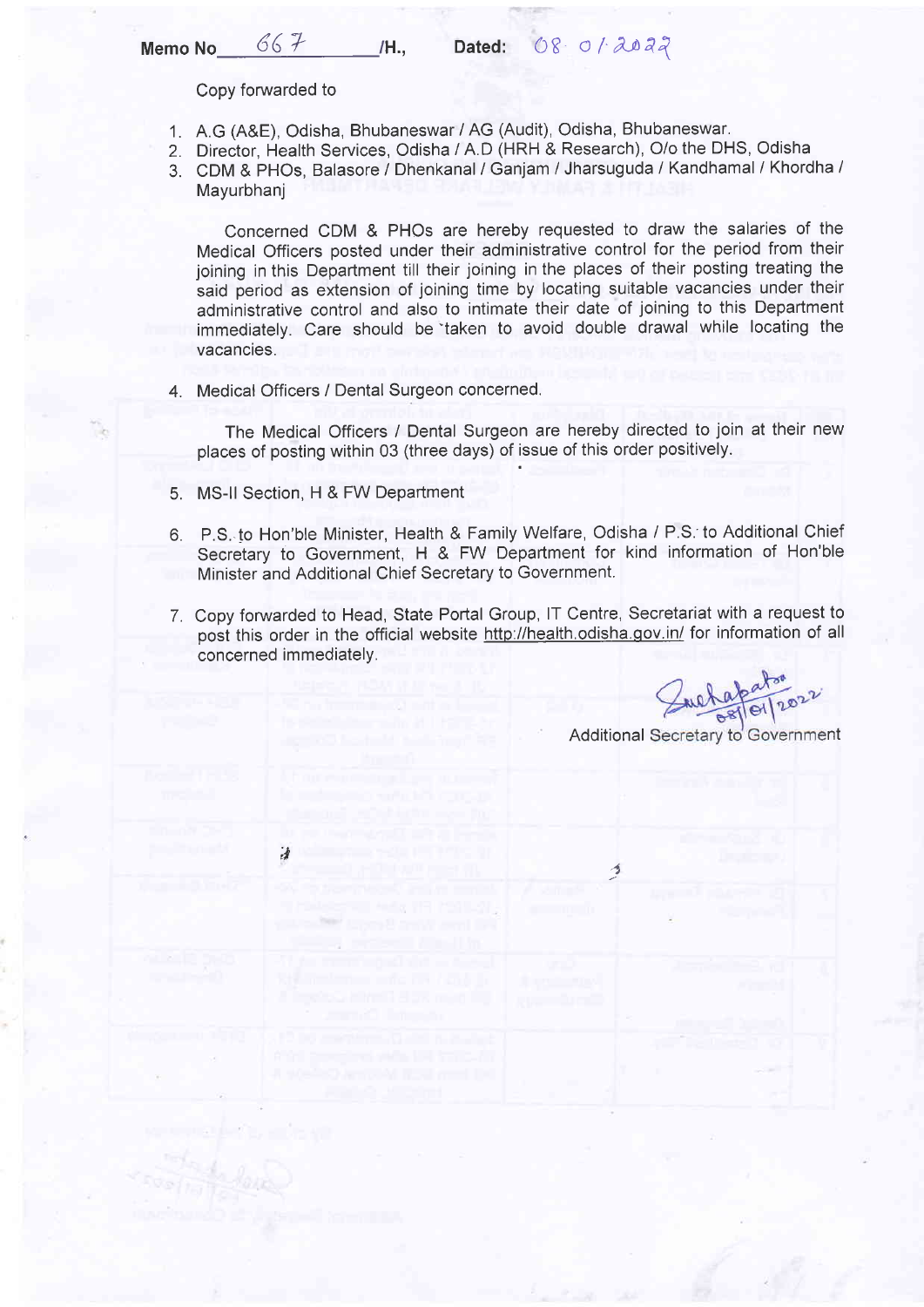Memo No 667 /H., Dated: 08.01.2022

Copy forwarded to

1. A.G (A&E), Odisha, Bhubaneswar / AG (Audit), Odisha, Bhubaneswar.
2. Director, Health Services, Odisha / A.D (HRH & Research), O/o the DHS, Odisha
3. CDM & PHOs, Balasore / Dhenkanal / Ganjam / Jharsuguda / Kandhamal / Khordha / Mayurbhanj

   Concerned CDM & PHOs are hereby requested to draw the salaries of the Medical Officers posted under their administrative control for the period from their joining in this Department till their joining in the places of their posting treating the said period as extension of joining time by locating suitable vacancies under their administrative control and also to intimate their date of joining to this Department immediately. Care should be taken to avoid double drawal while locating the vacancies.

4. Medical Officers / Dental Surgeon concerned.

   The Medical Officers / Dental Surgeon are hereby directed to join at their new places of posting within 03 (three days) of issue of this order positively.

5. MS-II Section, H & FW Department
6. P.S. to Hon'ble Minister, Health & Family Welfare, Odisha / P.S. to Additional Chief Secretary to Government, H & FW Department for kind information of Hon'ble Minister and Additional Chief Secretary to Government.
7. Copy forwarded to Head, State Portal Group, IT Centre, Secretariat with a request to post this order in the official website http://health.odisha.gov.in/ for information of all concerned immediately.

Sd/- 08/01/2022

Additional Secretary to Government